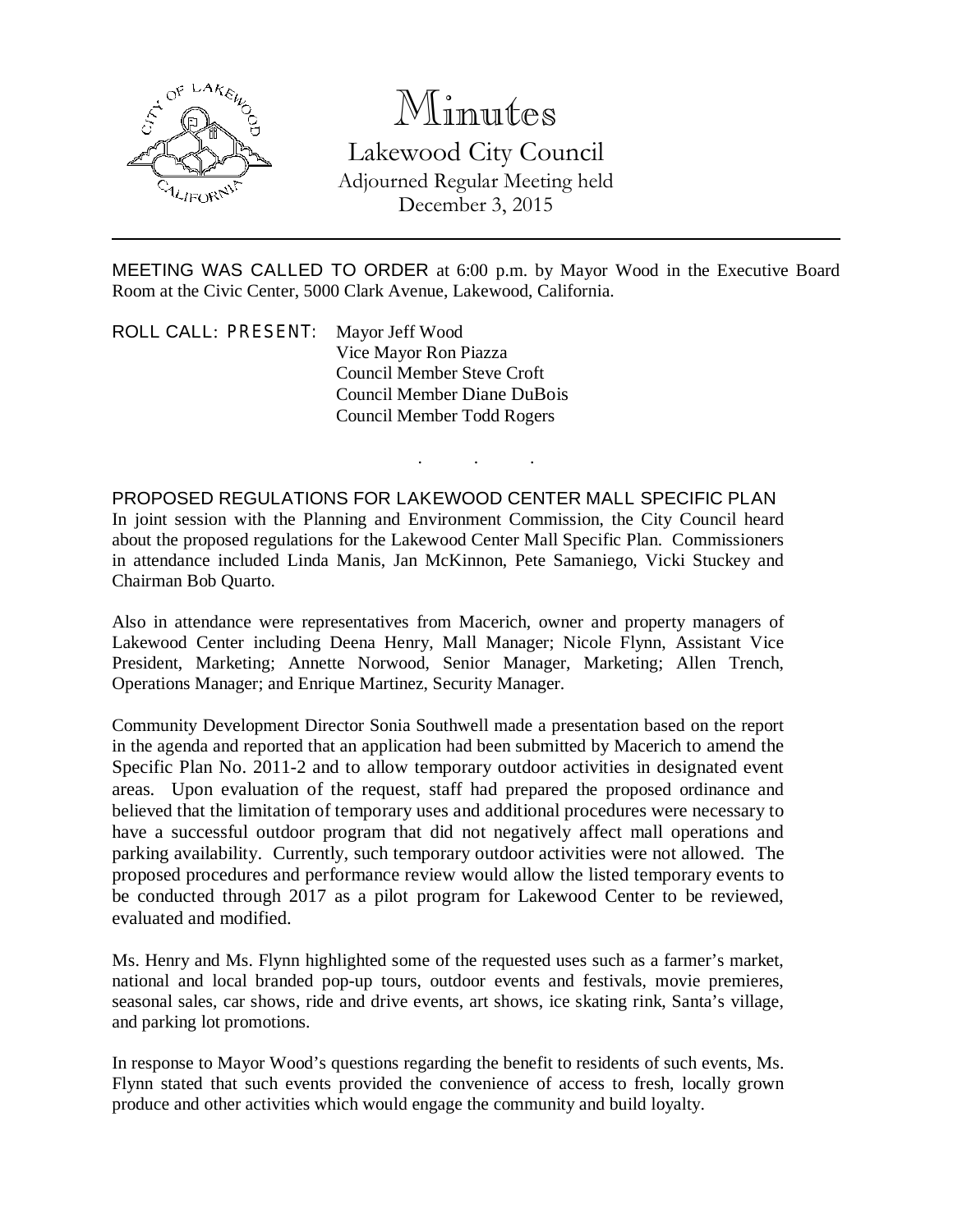# Minutes

## Lakewood City Council

Adjourned Regular Meeting held
December 3, 2015

---

MEETING WAS CALLED TO ORDER at 6:00 p.m. by Mayor Wood in the Executive Board Room at the Civic Center, 5000 Clark Avenue, Lakewood, California.

ROLL CALL: PRESENT: Mayor Jeff Wood
Vice Mayor Ron Piazza
Council Member Steve Croft
Council Member Diane DuBois
Council Member Todd Rogers

. . .

PROPOSED REGULATIONS FOR LAKEWOOD CENTER MALL SPECIFIC PLAN
In joint session with the Planning and Environment Commission, the City Council heard about the proposed regulations for the Lakewood Center Mall Specific Plan. Commissioners in attendance included Linda Manis, Jan McKinnon, Pete Samaniego, Vicki Stuckey and Chairman Bob Quarto.

Also in attendance were representatives from Macerich, owner and property managers of Lakewood Center including Deena Henry, Mall Manager; Nicole Flynn, Assistant Vice President, Marketing; Annette Norwood, Senior Manager, Marketing; Allen Trench, Operations Manager; and Enrique Martinez, Security Manager.

Community Development Director Sonia Southwell made a presentation based on the report in the agenda and reported that an application had been submitted by Macerich to amend the Specific Plan No. 2011-2 and to allow temporary outdoor activities in designated event areas. Upon evaluation of the request, staff had prepared the proposed ordinance and believed that the limitation of temporary uses and additional procedures were necessary to have a successful outdoor program that did not negatively affect mall operations and parking availability. Currently, such temporary outdoor activities were not allowed. The proposed procedures and performance review would allow the listed temporary events to be conducted through 2017 as a pilot program for Lakewood Center to be reviewed, evaluated and modified.

Ms. Henry and Ms. Flynn highlighted some of the requested uses such as a farmer's market, national and local branded pop-up tours, outdoor events and festivals, movie premieres, seasonal sales, car shows, ride and drive events, art shows, ice skating rink, Santa's village, and parking lot promotions.

In response to Mayor Wood's questions regarding the benefit to residents of such events, Ms. Flynn stated that such events provided the convenience of access to fresh, locally grown produce and other activities which would engage the community and build loyalty.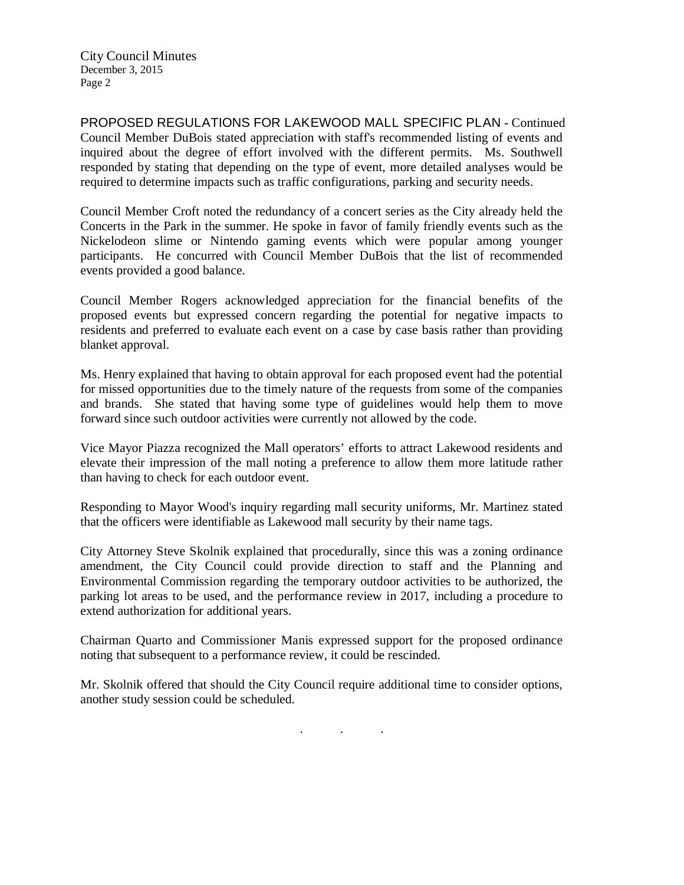PROPOSED REGULATIONS FOR LAKEWOOD MALL SPECIFIC PLAN - Continued

Council Member DuBois stated appreciation with staff's recommended listing of events and inquired about the degree of effort involved with the different permits. Ms. Southwell responded by stating that depending on the type of event, more detailed analyses would be required to determine impacts such as traffic configurations, parking and security needs.

Council Member Croft noted the redundancy of a concert series as the City already held the Concerts in the Park in the summer. He spoke in favor of family friendly events such as the Nickelodeon slime or Nintendo gaming events which were popular among younger participants. He concurred with Council Member DuBois that the list of recommended events provided a good balance.

Council Member Rogers acknowledged appreciation for the financial benefits of the proposed events but expressed concern regarding the potential for negative impacts to residents and preferred to evaluate each event on a case by case basis rather than providing blanket approval.

Ms. Henry explained that having to obtain approval for each proposed event had the potential for missed opportunities due to the timely nature of the requests from some of the companies and brands. She stated that having some type of guidelines would help them to move forward since such outdoor activities were currently not allowed by the code.

Vice Mayor Piazza recognized the Mall operators' efforts to attract Lakewood residents and elevate their impression of the mall noting a preference to allow them more latitude rather than having to check for each outdoor event.

Responding to Mayor Wood's inquiry regarding mall security uniforms, Mr. Martinez stated that the officers were identifiable as Lakewood mall security by their name tags.

City Attorney Steve Skolnik explained that procedurally, since this was a zoning ordinance amendment, the City Council could provide direction to staff and the Planning and Environmental Commission regarding the temporary outdoor activities to be authorized, the parking lot areas to be used, and the performance review in 2017, including a procedure to extend authorization for additional years.

Chairman Quarto and Commissioner Manis expressed support for the proposed ordinance noting that subsequent to a performance review, it could be rescinded.

Mr. Skolnik offered that should the City Council require additional time to consider options, another study session could be scheduled.

. . .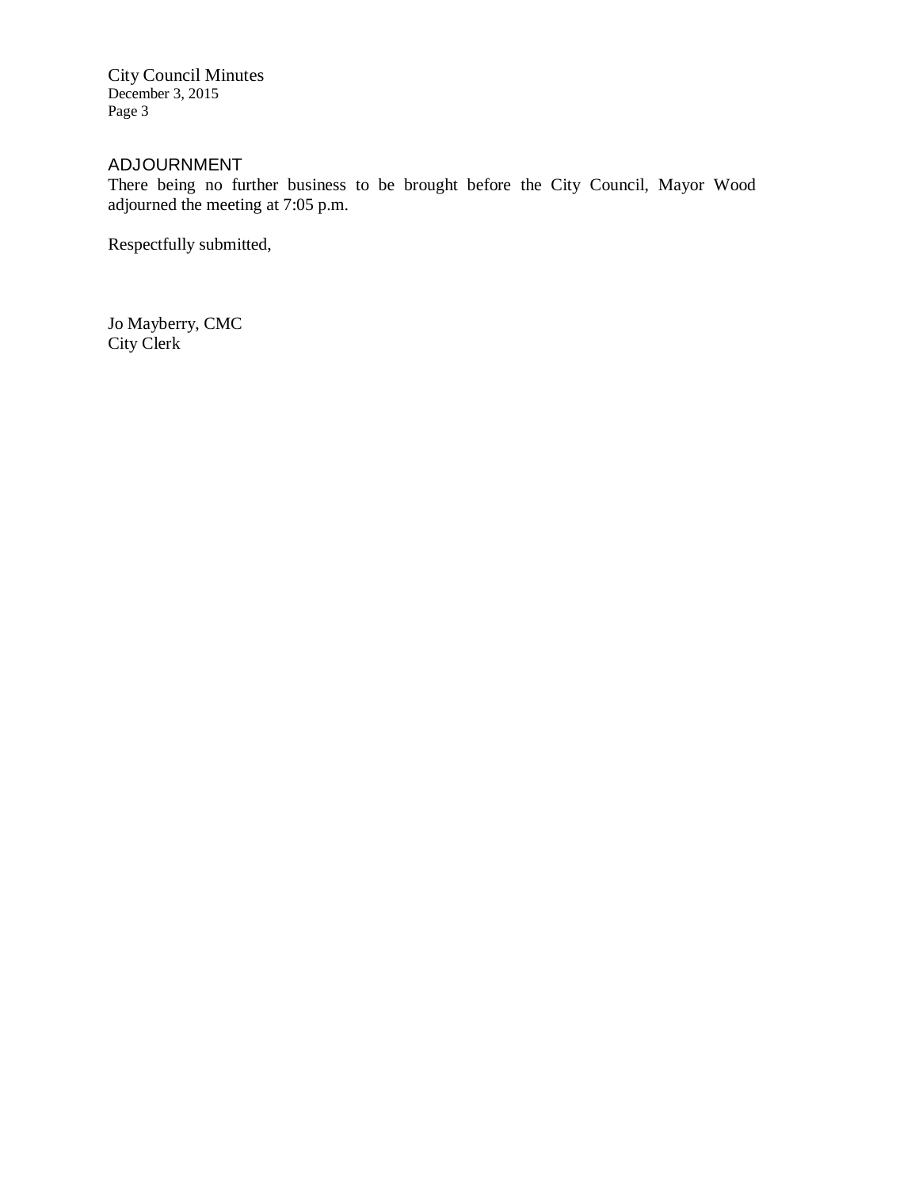## ADJOURNMENT

There being no further business to be brought before the City Council, Mayor Wood adjourned the meeting at 7:05 p.m.

Respectfully submitted,

Jo Mayberry, CMC
City Clerk